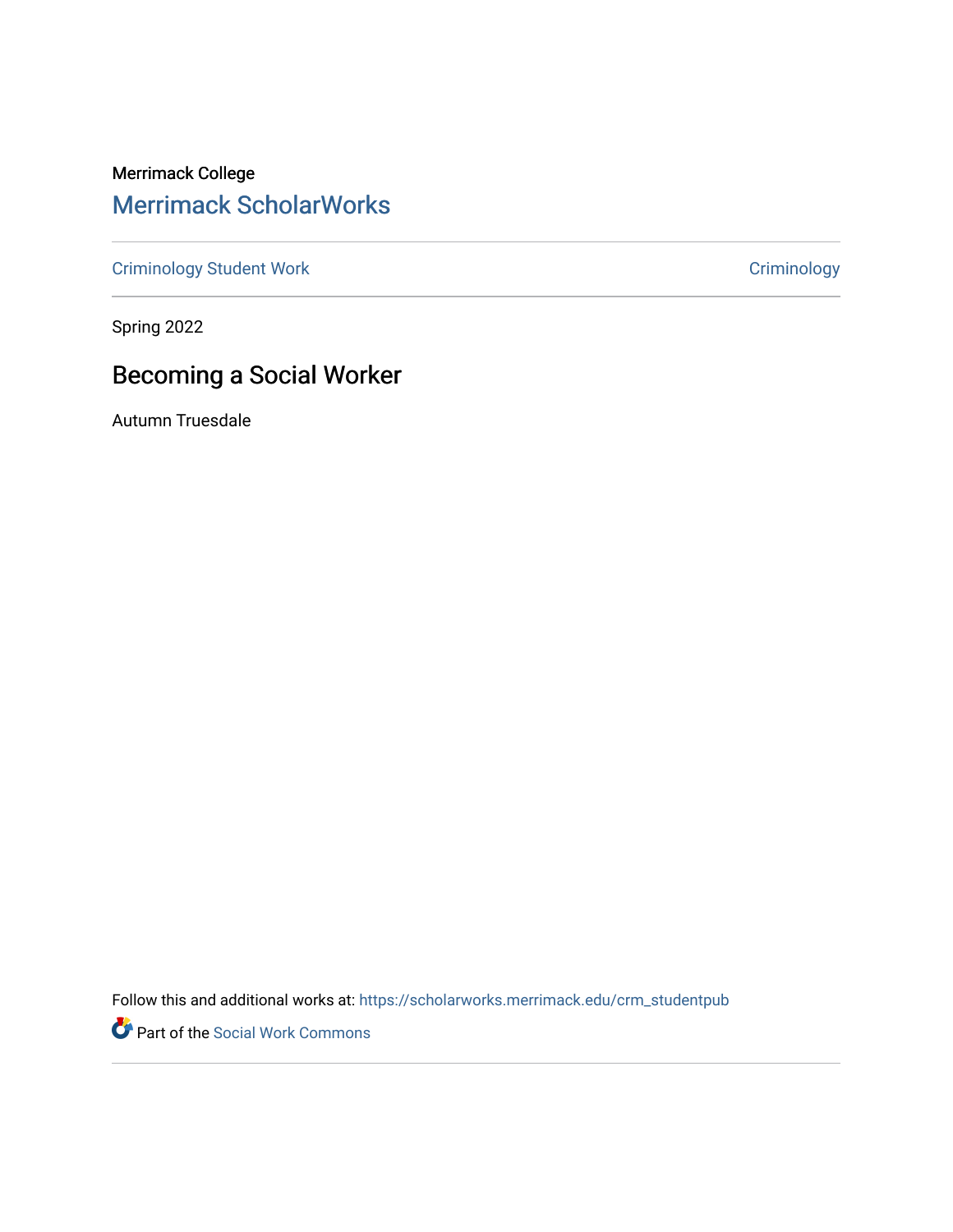Merrimack College

Merrimack ScholarWorks

Criminology Student Work | Criminology

Spring 2022

# Becoming a Social Worker

Autumn Truesdale

Follow this and additional works at: https://scholarworks.merrimack.edu/crm_studentpub

Part of the Social Work Commons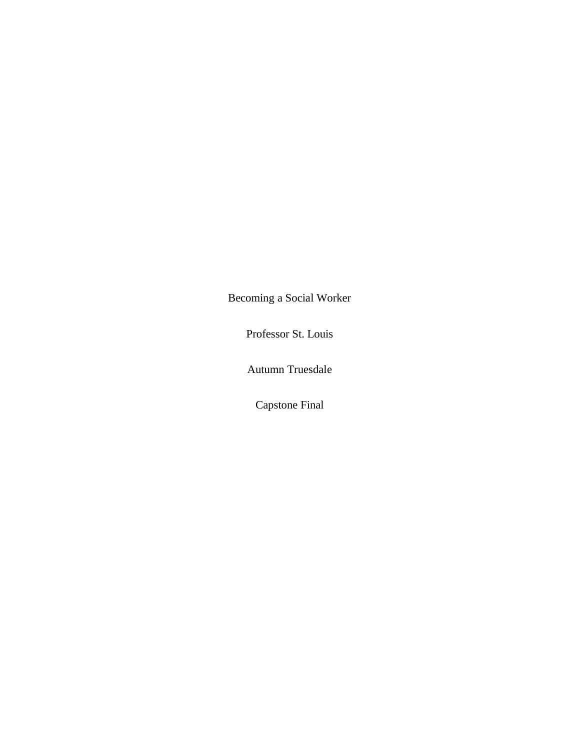Becoming a Social Worker

Professor St. Louis

Autumn Truesdale

Capstone Final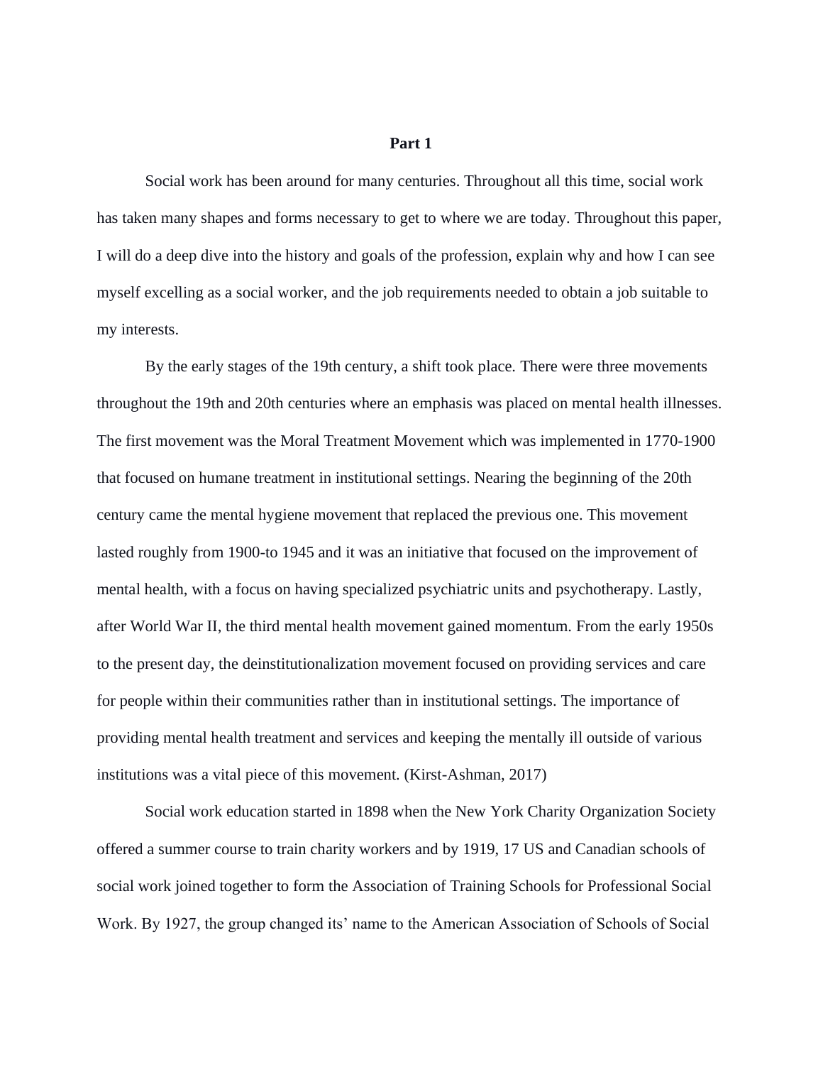**Part 1**

Social work has been around for many centuries. Throughout all this time, social work has taken many shapes and forms necessary to get to where we are today. Throughout this paper, I will do a deep dive into the history and goals of the profession, explain why and how I can see myself excelling as a social worker, and the job requirements needed to obtain a job suitable to my interests.

By the early stages of the 19th century, a shift took place. There were three movements throughout the 19th and 20th centuries where an emphasis was placed on mental health illnesses. The first movement was the Moral Treatment Movement which was implemented in 1770-1900 that focused on humane treatment in institutional settings. Nearing the beginning of the 20th century came the mental hygiene movement that replaced the previous one. This movement lasted roughly from 1900-to 1945 and it was an initiative that focused on the improvement of mental health, with a focus on having specialized psychiatric units and psychotherapy. Lastly, after World War II, the third mental health movement gained momentum. From the early 1950s to the present day, the deinstitutionalization movement focused on providing services and care for people within their communities rather than in institutional settings. The importance of providing mental health treatment and services and keeping the mentally ill outside of various institutions was a vital piece of this movement. (Kirst-Ashman, 2017)

Social work education started in 1898 when the New York Charity Organization Society offered a summer course to train charity workers and by 1919, 17 US and Canadian schools of social work joined together to form the Association of Training Schools for Professional Social Work. By 1927, the group changed its' name to the American Association of Schools of Social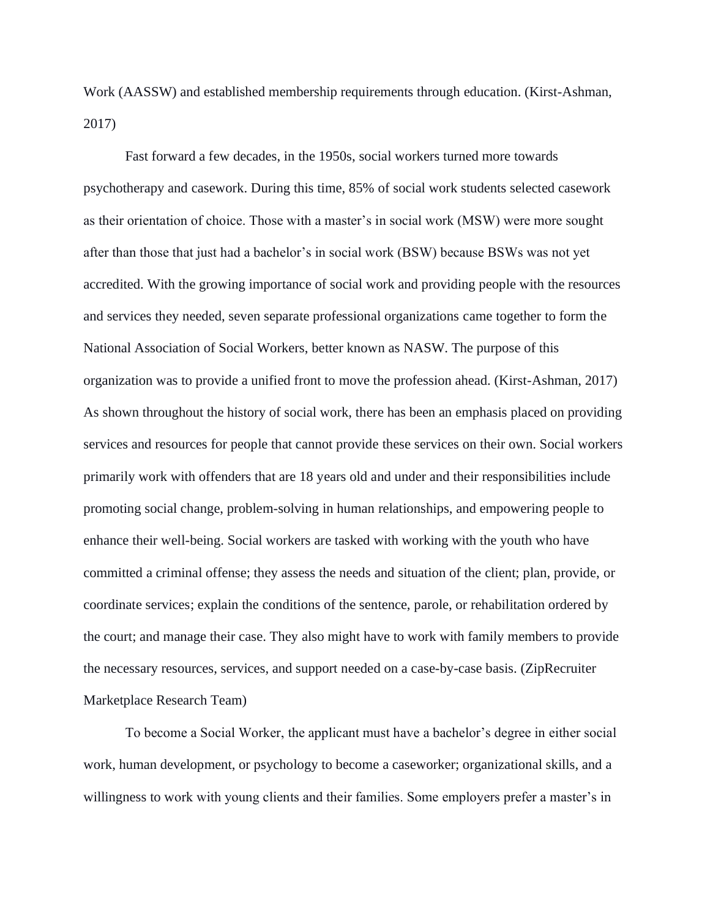Work (AASSW) and established membership requirements through education. (Kirst-Ashman, 2017)

Fast forward a few decades, in the 1950s, social workers turned more towards psychotherapy and casework. During this time, 85% of social work students selected casework as their orientation of choice. Those with a master's in social work (MSW) were more sought after than those that just had a bachelor's in social work (BSW) because BSWs was not yet accredited. With the growing importance of social work and providing people with the resources and services they needed, seven separate professional organizations came together to form the National Association of Social Workers, better known as NASW. The purpose of this organization was to provide a unified front to move the profession ahead. (Kirst-Ashman, 2017) As shown throughout the history of social work, there has been an emphasis placed on providing services and resources for people that cannot provide these services on their own. Social workers primarily work with offenders that are 18 years old and under and their responsibilities include promoting social change, problem-solving in human relationships, and empowering people to enhance their well-being. Social workers are tasked with working with the youth who have committed a criminal offense; they assess the needs and situation of the client; plan, provide, or coordinate services; explain the conditions of the sentence, parole, or rehabilitation ordered by the court; and manage their case. They also might have to work with family members to provide the necessary resources, services, and support needed on a case-by-case basis. (ZipRecruiter Marketplace Research Team)

To become a Social Worker, the applicant must have a bachelor's degree in either social work, human development, or psychology to become a caseworker; organizational skills, and a willingness to work with young clients and their families. Some employers prefer a master's in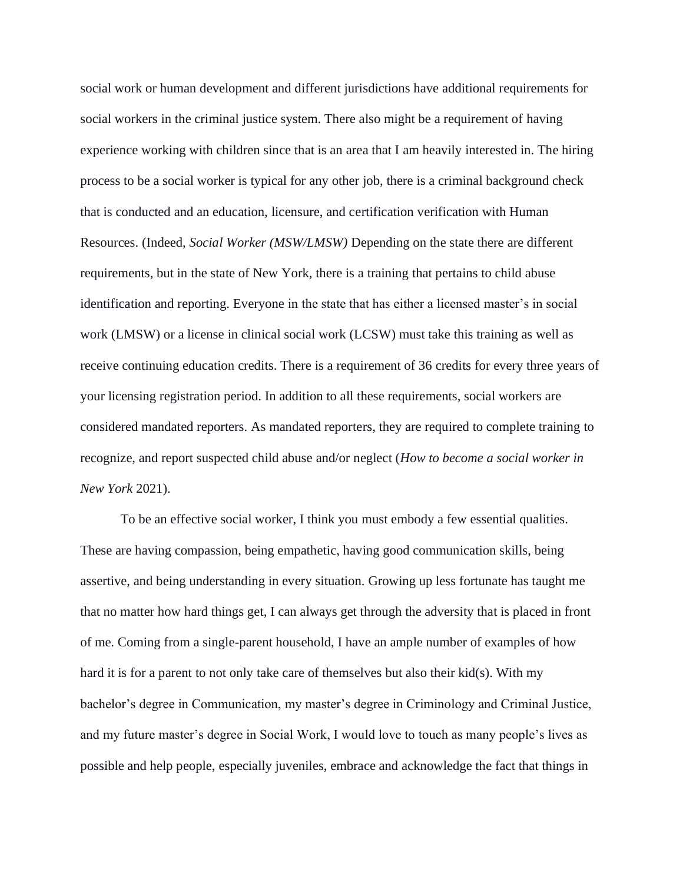social work or human development and different jurisdictions have additional requirements for social workers in the criminal justice system. There also might be a requirement of having experience working with children since that is an area that I am heavily interested in. The hiring process to be a social worker is typical for any other job, there is a criminal background check that is conducted and an education, licensure, and certification verification with Human Resources. (Indeed, *Social Worker (MSW/LMSW)* Depending on the state there are different requirements, but in the state of New York, there is a training that pertains to child abuse identification and reporting. Everyone in the state that has either a licensed master's in social work (LMSW) or a license in clinical social work (LCSW) must take this training as well as receive continuing education credits. There is a requirement of 36 credits for every three years of your licensing registration period. In addition to all these requirements, social workers are considered mandated reporters. As mandated reporters, they are required to complete training to recognize, and report suspected child abuse and/or neglect (*How to become a social worker in New York* 2021).

To be an effective social worker, I think you must embody a few essential qualities. These are having compassion, being empathetic, having good communication skills, being assertive, and being understanding in every situation. Growing up less fortunate has taught me that no matter how hard things get, I can always get through the adversity that is placed in front of me. Coming from a single-parent household, I have an ample number of examples of how hard it is for a parent to not only take care of themselves but also their kid(s). With my bachelor's degree in Communication, my master's degree in Criminology and Criminal Justice, and my future master's degree in Social Work, I would love to touch as many people's lives as possible and help people, especially juveniles, embrace and acknowledge the fact that things in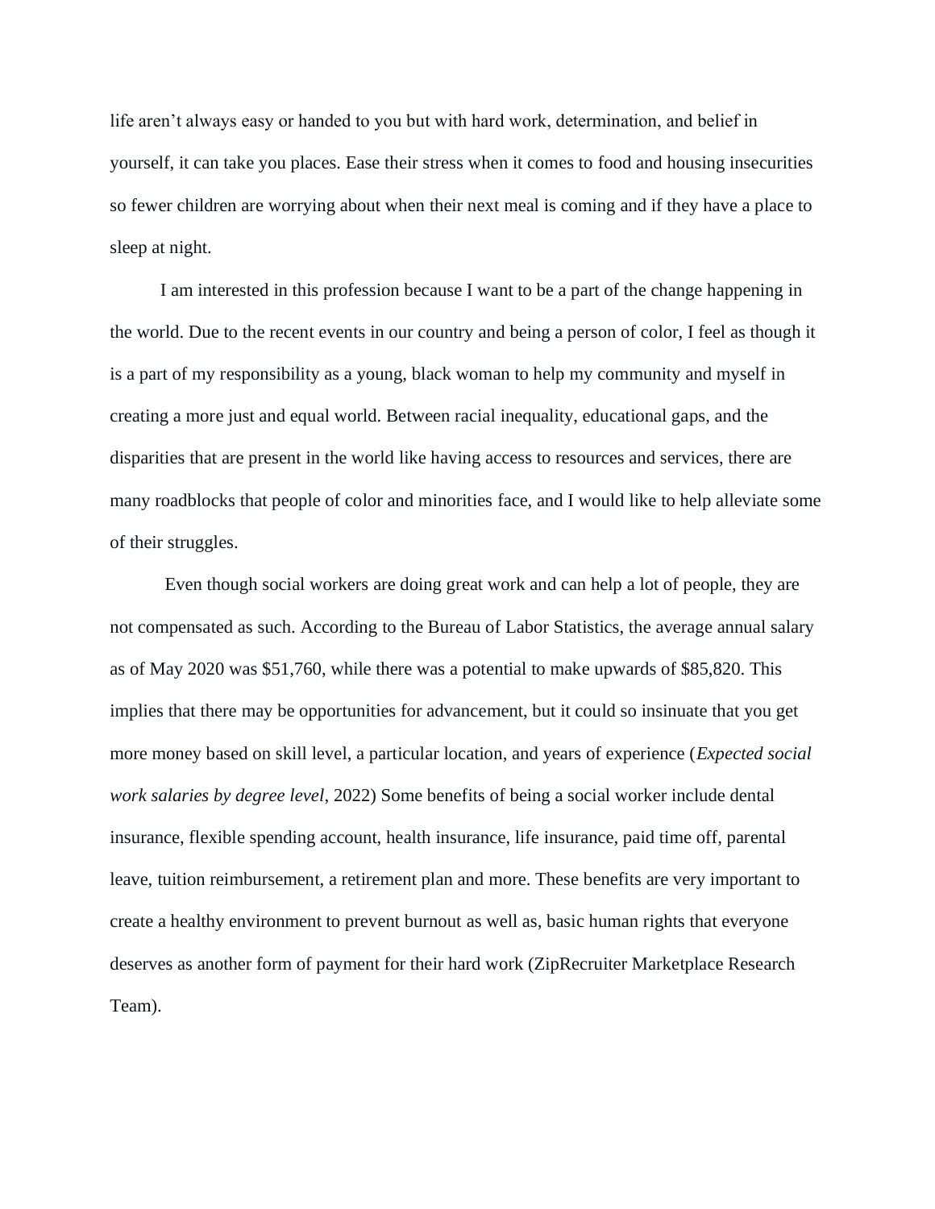life aren't always easy or handed to you but with hard work, determination, and belief in yourself, it can take you places. Ease their stress when it comes to food and housing insecurities so fewer children are worrying about when their next meal is coming and if they have a place to sleep at night.

I am interested in this profession because I want to be a part of the change happening in the world. Due to the recent events in our country and being a person of color, I feel as though it is a part of my responsibility as a young, black woman to help my community and myself in creating a more just and equal world. Between racial inequality, educational gaps, and the disparities that are present in the world like having access to resources and services, there are many roadblocks that people of color and minorities face, and I would like to help alleviate some of their struggles.

Even though social workers are doing great work and can help a lot of people, they are not compensated as such. According to the Bureau of Labor Statistics, the average annual salary as of May 2020 was $51,760, while there was a potential to make upwards of $85,820. This implies that there may be opportunities for advancement, but it could so insinuate that you get more money based on skill level, a particular location, and years of experience (*Expected social work salaries by degree level*, 2022) Some benefits of being a social worker include dental insurance, flexible spending account, health insurance, life insurance, paid time off, parental leave, tuition reimbursement, a retirement plan and more. These benefits are very important to create a healthy environment to prevent burnout as well as, basic human rights that everyone deserves as another form of payment for their hard work (ZipRecruiter Marketplace Research Team).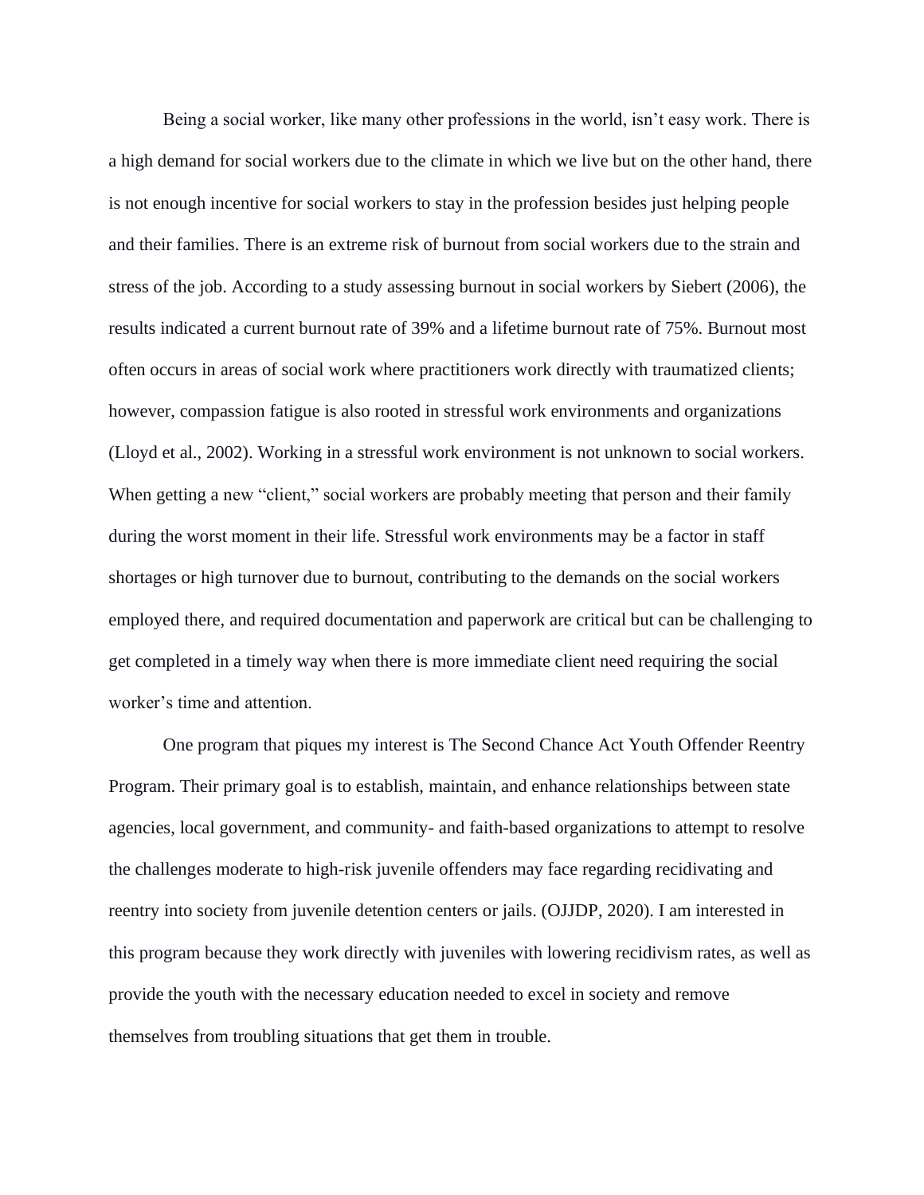Being a social worker, like many other professions in the world, isn't easy work. There is a high demand for social workers due to the climate in which we live but on the other hand, there is not enough incentive for social workers to stay in the profession besides just helping people and their families. There is an extreme risk of burnout from social workers due to the strain and stress of the job. According to a study assessing burnout in social workers by Siebert (2006), the results indicated a current burnout rate of 39% and a lifetime burnout rate of 75%. Burnout most often occurs in areas of social work where practitioners work directly with traumatized clients; however, compassion fatigue is also rooted in stressful work environments and organizations (Lloyd et al., 2002). Working in a stressful work environment is not unknown to social workers. When getting a new "client," social workers are probably meeting that person and their family during the worst moment in their life. Stressful work environments may be a factor in staff shortages or high turnover due to burnout, contributing to the demands on the social workers employed there, and required documentation and paperwork are critical but can be challenging to get completed in a timely way when there is more immediate client need requiring the social worker's time and attention.

One program that piques my interest is The Second Chance Act Youth Offender Reentry Program. Their primary goal is to establish, maintain, and enhance relationships between state agencies, local government, and community- and faith-based organizations to attempt to resolve the challenges moderate to high-risk juvenile offenders may face regarding recidivating and reentry into society from juvenile detention centers or jails. (OJJDP, 2020). I am interested in this program because they work directly with juveniles with lowering recidivism rates, as well as provide the youth with the necessary education needed to excel in society and remove themselves from troubling situations that get them in trouble.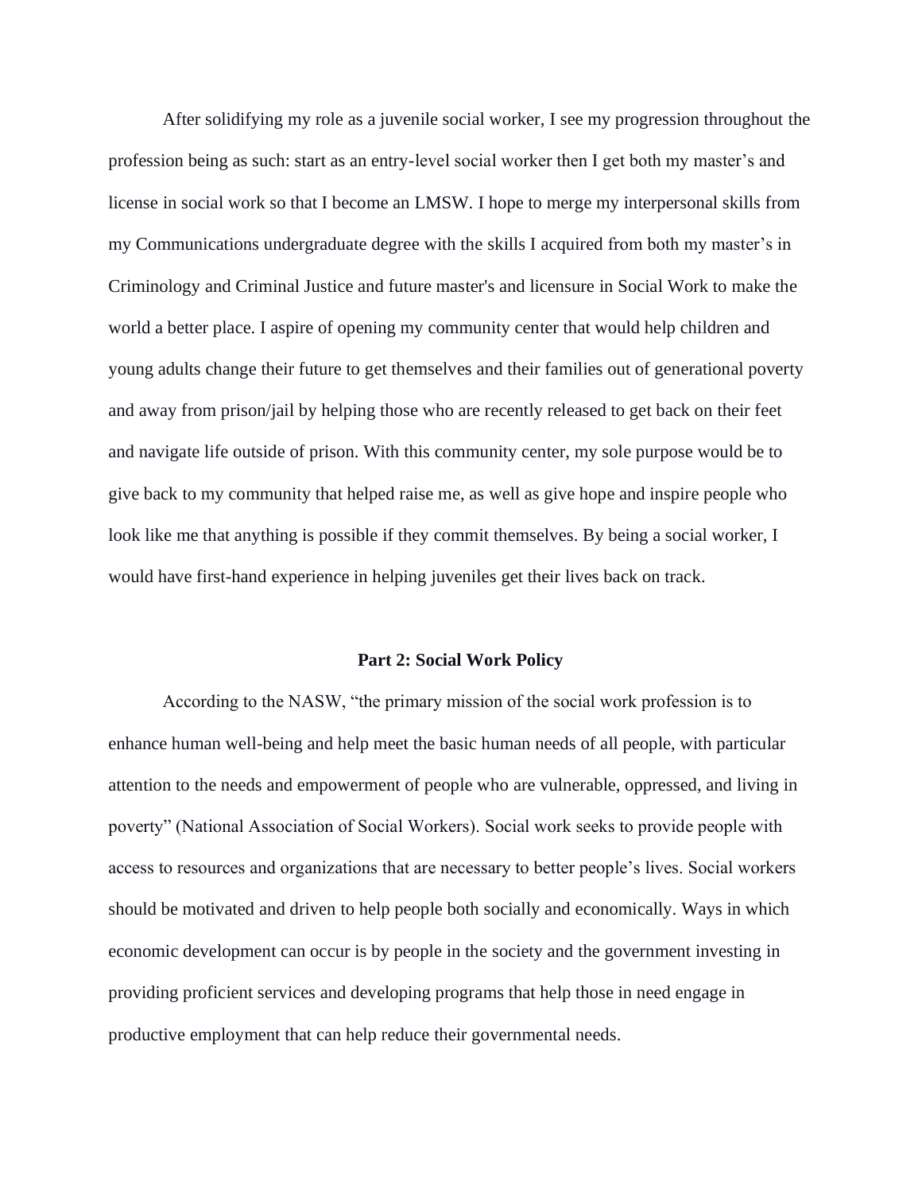After solidifying my role as a juvenile social worker, I see my progression throughout the profession being as such: start as an entry-level social worker then I get both my master's and license in social work so that I become an LMSW. I hope to merge my interpersonal skills from my Communications undergraduate degree with the skills I acquired from both my master's in Criminology and Criminal Justice and future master's and licensure in Social Work to make the world a better place. I aspire of opening my community center that would help children and young adults change their future to get themselves and their families out of generational poverty and away from prison/jail by helping those who are recently released to get back on their feet and navigate life outside of prison. With this community center, my sole purpose would be to give back to my community that helped raise me, as well as give hope and inspire people who look like me that anything is possible if they commit themselves. By being a social worker, I would have first-hand experience in helping juveniles get their lives back on track.

## Part 2: Social Work Policy

According to the NASW, "the primary mission of the social work profession is to enhance human well-being and help meet the basic human needs of all people, with particular attention to the needs and empowerment of people who are vulnerable, oppressed, and living in poverty" (National Association of Social Workers). Social work seeks to provide people with access to resources and organizations that are necessary to better people's lives. Social workers should be motivated and driven to help people both socially and economically. Ways in which economic development can occur is by people in the society and the government investing in providing proficient services and developing programs that help those in need engage in productive employment that can help reduce their governmental needs.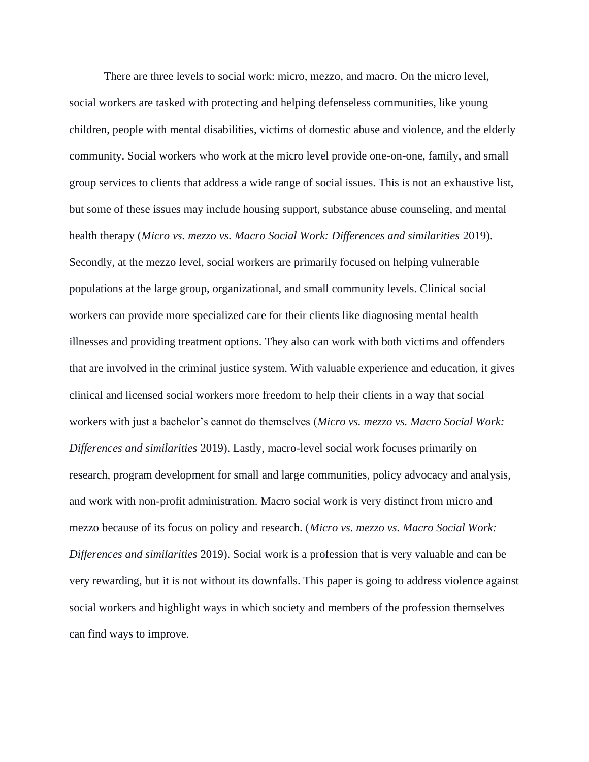There are three levels to social work: micro, mezzo, and macro. On the micro level, social workers are tasked with protecting and helping defenseless communities, like young children, people with mental disabilities, victims of domestic abuse and violence, and the elderly community. Social workers who work at the micro level provide one-on-one, family, and small group services to clients that address a wide range of social issues. This is not an exhaustive list, but some of these issues may include housing support, substance abuse counseling, and mental health therapy (*Micro vs. mezzo vs. Macro Social Work: Differences and similarities* 2019). Secondly, at the mezzo level, social workers are primarily focused on helping vulnerable populations at the large group, organizational, and small community levels. Clinical social workers can provide more specialized care for their clients like diagnosing mental health illnesses and providing treatment options. They also can work with both victims and offenders that are involved in the criminal justice system. With valuable experience and education, it gives clinical and licensed social workers more freedom to help their clients in a way that social workers with just a bachelor's cannot do themselves (*Micro vs. mezzo vs. Macro Social Work: Differences and similarities* 2019). Lastly, macro-level social work focuses primarily on research, program development for small and large communities, policy advocacy and analysis, and work with non-profit administration. Macro social work is very distinct from micro and mezzo because of its focus on policy and research. (*Micro vs. mezzo vs. Macro Social Work: Differences and similarities* 2019). Social work is a profession that is very valuable and can be very rewarding, but it is not without its downfalls. This paper is going to address violence against social workers and highlight ways in which society and members of the profession themselves can find ways to improve.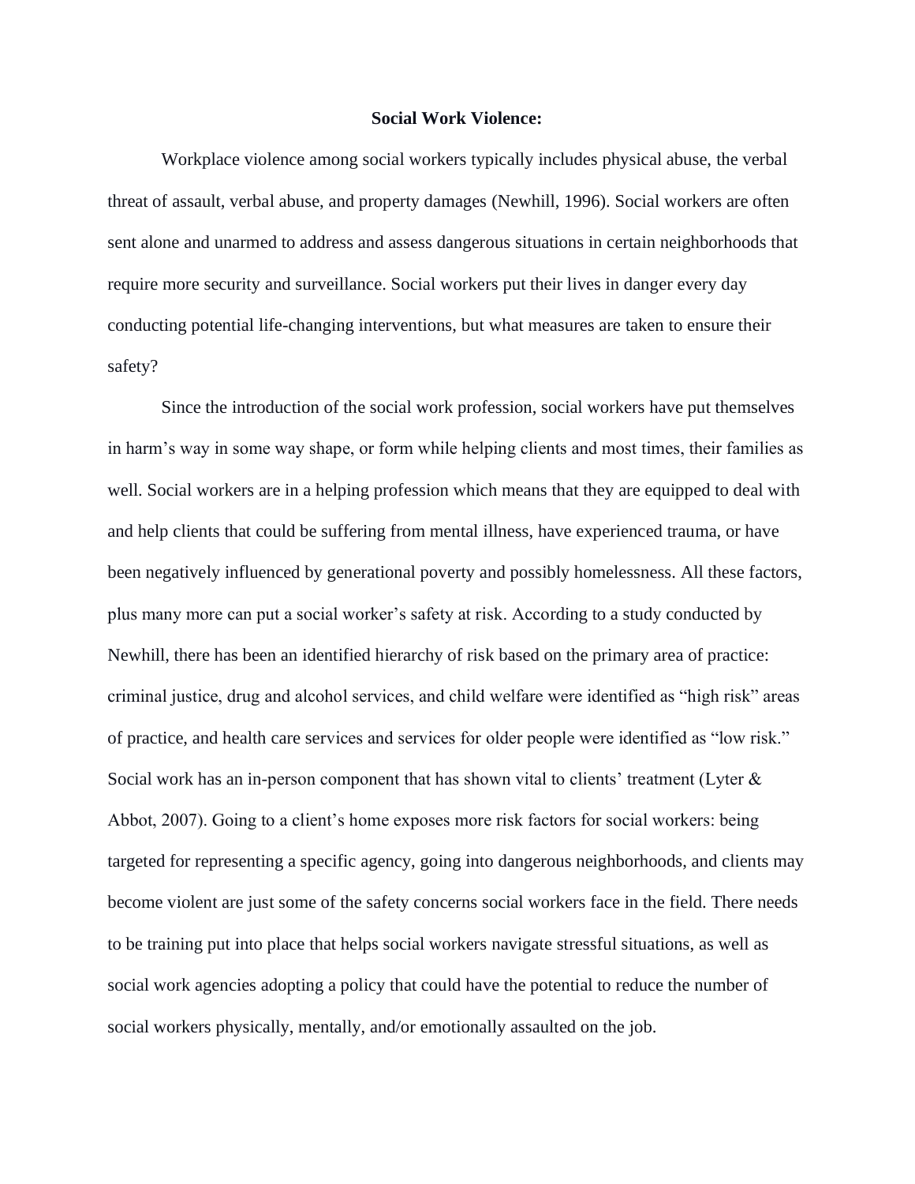# Social Work Violence:

Workplace violence among social workers typically includes physical abuse, the verbal threat of assault, verbal abuse, and property damages (Newhill, 1996). Social workers are often sent alone and unarmed to address and assess dangerous situations in certain neighborhoods that require more security and surveillance. Social workers put their lives in danger every day conducting potential life-changing interventions, but what measures are taken to ensure their safety?

Since the introduction of the social work profession, social workers have put themselves in harm's way in some way shape, or form while helping clients and most times, their families as well. Social workers are in a helping profession which means that they are equipped to deal with and help clients that could be suffering from mental illness, have experienced trauma, or have been negatively influenced by generational poverty and possibly homelessness. All these factors, plus many more can put a social worker's safety at risk. According to a study conducted by Newhill, there has been an identified hierarchy of risk based on the primary area of practice: criminal justice, drug and alcohol services, and child welfare were identified as "high risk" areas of practice, and health care services and services for older people were identified as "low risk." Social work has an in-person component that has shown vital to clients' treatment (Lyter & Abbot, 2007). Going to a client's home exposes more risk factors for social workers: being targeted for representing a specific agency, going into dangerous neighborhoods, and clients may become violent are just some of the safety concerns social workers face in the field. There needs to be training put into place that helps social workers navigate stressful situations, as well as social work agencies adopting a policy that could have the potential to reduce the number of social workers physically, mentally, and/or emotionally assaulted on the job.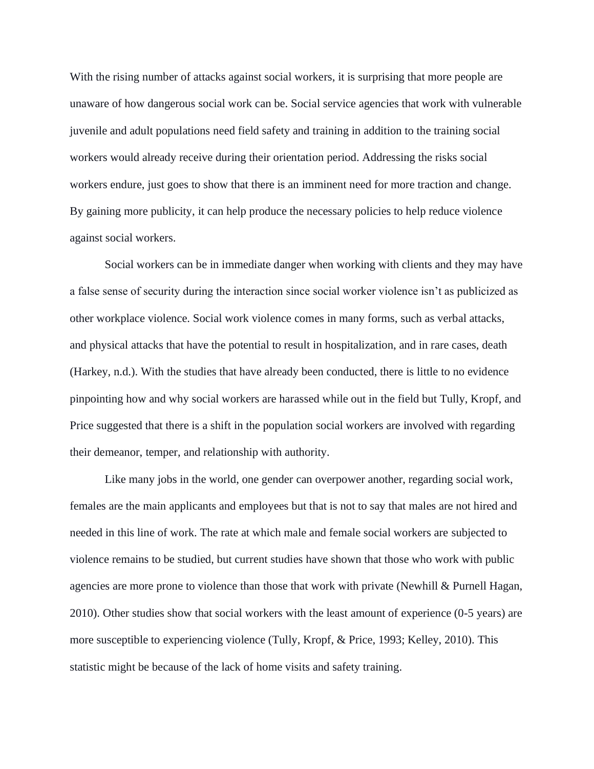With the rising number of attacks against social workers, it is surprising that more people are unaware of how dangerous social work can be. Social service agencies that work with vulnerable juvenile and adult populations need field safety and training in addition to the training social workers would already receive during their orientation period. Addressing the risks social workers endure, just goes to show that there is an imminent need for more traction and change. By gaining more publicity, it can help produce the necessary policies to help reduce violence against social workers.

Social workers can be in immediate danger when working with clients and they may have a false sense of security during the interaction since social worker violence isn't as publicized as other workplace violence. Social work violence comes in many forms, such as verbal attacks, and physical attacks that have the potential to result in hospitalization, and in rare cases, death (Harkey, n.d.). With the studies that have already been conducted, there is little to no evidence pinpointing how and why social workers are harassed while out in the field but Tully, Kropf, and Price suggested that there is a shift in the population social workers are involved with regarding their demeanor, temper, and relationship with authority.

Like many jobs in the world, one gender can overpower another, regarding social work, females are the main applicants and employees but that is not to say that males are not hired and needed in this line of work. The rate at which male and female social workers are subjected to violence remains to be studied, but current studies have shown that those who work with public agencies are more prone to violence than those that work with private (Newhill & Purnell Hagan, 2010). Other studies show that social workers with the least amount of experience (0-5 years) are more susceptible to experiencing violence (Tully, Kropf, & Price, 1993; Kelley, 2010). This statistic might be because of the lack of home visits and safety training.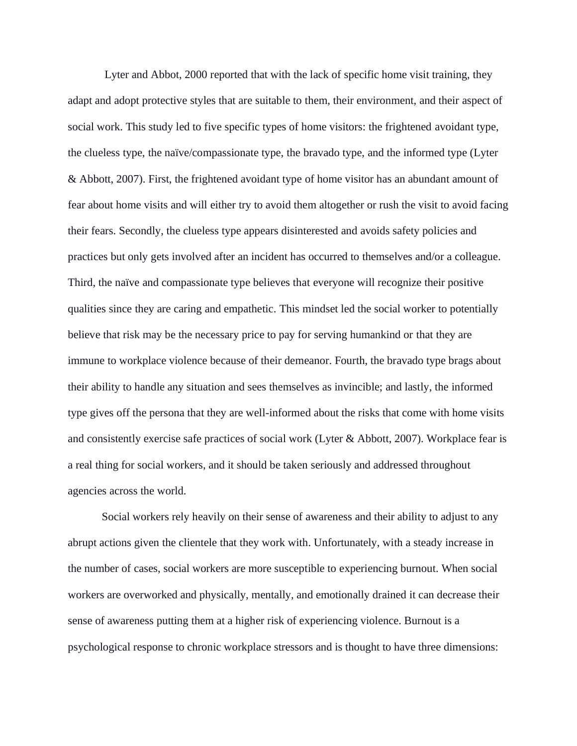Lyter and Abbot, 2000 reported that with the lack of specific home visit training, they adapt and adopt protective styles that are suitable to them, their environment, and their aspect of social work. This study led to five specific types of home visitors: the frightened avoidant type, the clueless type, the naïve/compassionate type, the bravado type, and the informed type (Lyter & Abbott, 2007). First, the frightened avoidant type of home visitor has an abundant amount of fear about home visits and will either try to avoid them altogether or rush the visit to avoid facing their fears. Secondly, the clueless type appears disinterested and avoids safety policies and practices but only gets involved after an incident has occurred to themselves and/or a colleague. Third, the naïve and compassionate type believes that everyone will recognize their positive qualities since they are caring and empathetic. This mindset led the social worker to potentially believe that risk may be the necessary price to pay for serving humankind or that they are immune to workplace violence because of their demeanor. Fourth, the bravado type brags about their ability to handle any situation and sees themselves as invincible; and lastly, the informed type gives off the persona that they are well-informed about the risks that come with home visits and consistently exercise safe practices of social work (Lyter & Abbott, 2007). Workplace fear is a real thing for social workers, and it should be taken seriously and addressed throughout agencies across the world.

Social workers rely heavily on their sense of awareness and their ability to adjust to any abrupt actions given the clientele that they work with. Unfortunately, with a steady increase in the number of cases, social workers are more susceptible to experiencing burnout. When social workers are overworked and physically, mentally, and emotionally drained it can decrease their sense of awareness putting them at a higher risk of experiencing violence. Burnout is a psychological response to chronic workplace stressors and is thought to have three dimensions: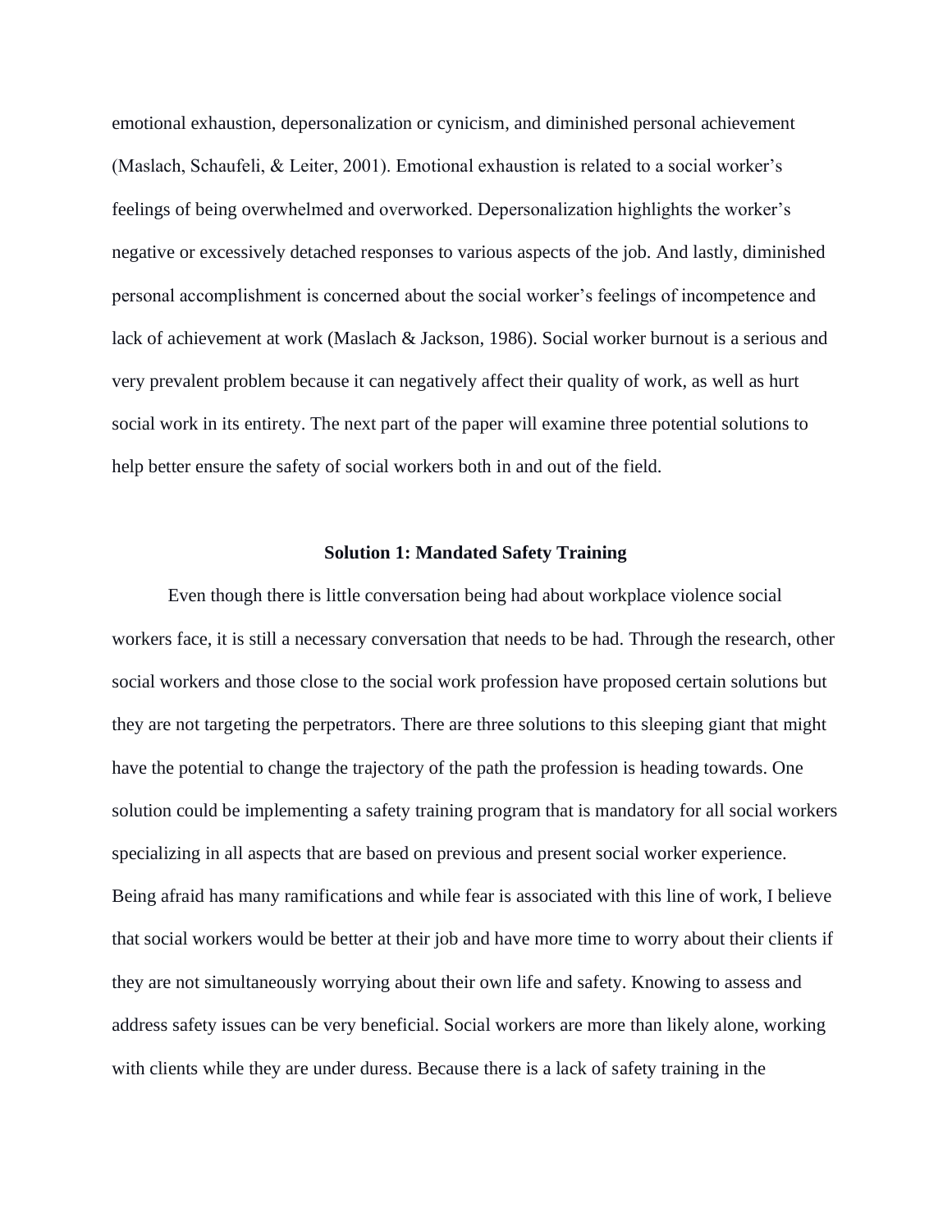emotional exhaustion, depersonalization or cynicism, and diminished personal achievement (Maslach, Schaufeli, & Leiter, 2001). Emotional exhaustion is related to a social worker's feelings of being overwhelmed and overworked. Depersonalization highlights the worker's negative or excessively detached responses to various aspects of the job. And lastly, diminished personal accomplishment is concerned about the social worker's feelings of incompetence and lack of achievement at work (Maslach & Jackson, 1986). Social worker burnout is a serious and very prevalent problem because it can negatively affect their quality of work, as well as hurt social work in its entirety. The next part of the paper will examine three potential solutions to help better ensure the safety of social workers both in and out of the field.

## Solution 1: Mandated Safety Training

Even though there is little conversation being had about workplace violence social workers face, it is still a necessary conversation that needs to be had. Through the research, other social workers and those close to the social work profession have proposed certain solutions but they are not targeting the perpetrators. There are three solutions to this sleeping giant that might have the potential to change the trajectory of the path the profession is heading towards. One solution could be implementing a safety training program that is mandatory for all social workers specializing in all aspects that are based on previous and present social worker experience. Being afraid has many ramifications and while fear is associated with this line of work, I believe that social workers would be better at their job and have more time to worry about their clients if they are not simultaneously worrying about their own life and safety. Knowing to assess and address safety issues can be very beneficial. Social workers are more than likely alone, working with clients while they are under duress. Because there is a lack of safety training in the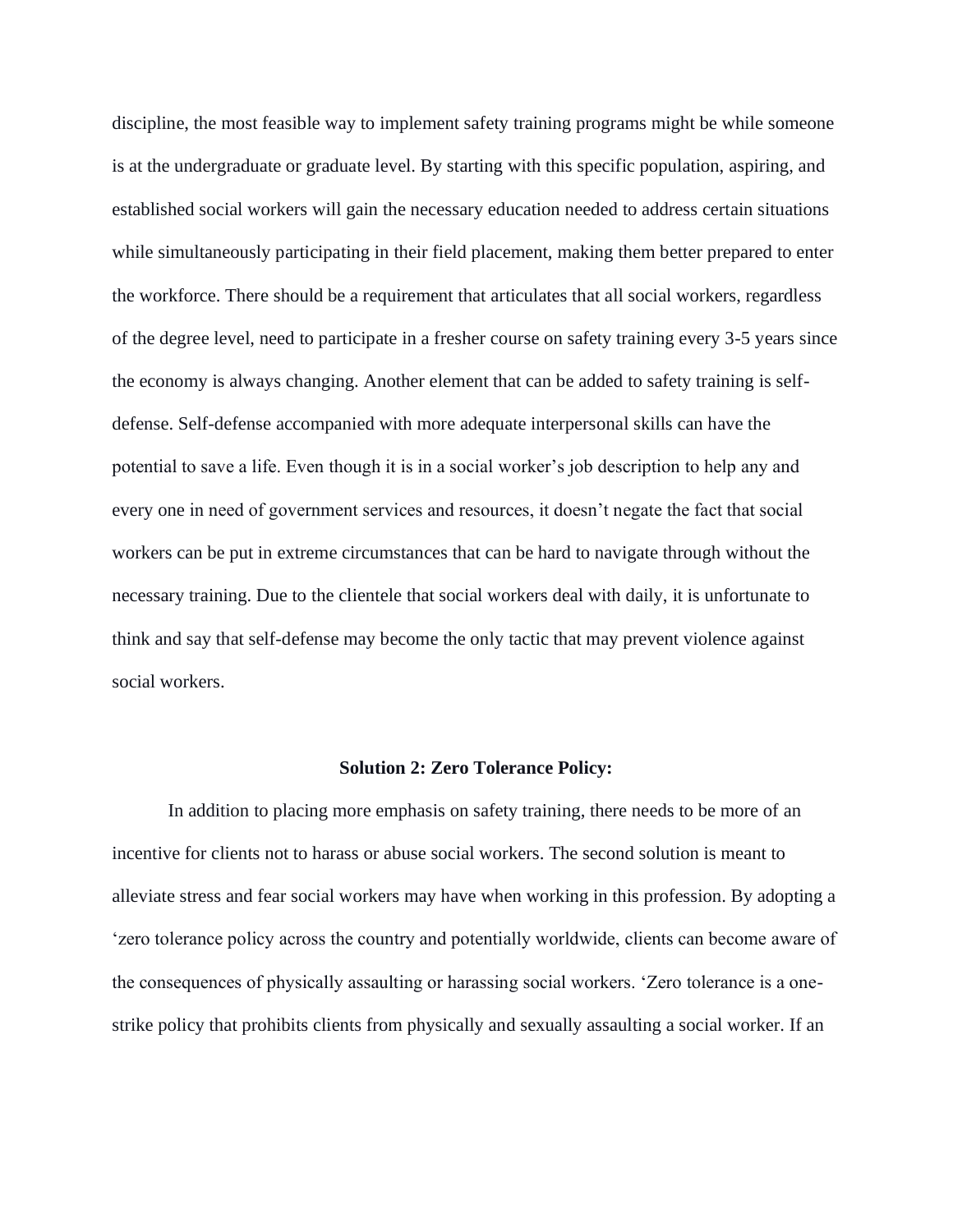discipline, the most feasible way to implement safety training programs might be while someone is at the undergraduate or graduate level. By starting with this specific population, aspiring, and established social workers will gain the necessary education needed to address certain situations while simultaneously participating in their field placement, making them better prepared to enter the workforce. There should be a requirement that articulates that all social workers, regardless of the degree level, need to participate in a fresher course on safety training every 3-5 years since the economy is always changing. Another element that can be added to safety training is self-defense. Self-defense accompanied with more adequate interpersonal skills can have the potential to save a life. Even though it is in a social worker's job description to help any and every one in need of government services and resources, it doesn't negate the fact that social workers can be put in extreme circumstances that can be hard to navigate through without the necessary training. Due to the clientele that social workers deal with daily, it is unfortunate to think and say that self-defense may become the only tactic that may prevent violence against social workers.

### Solution 2: Zero Tolerance Policy:

In addition to placing more emphasis on safety training, there needs to be more of an incentive for clients not to harass or abuse social workers. The second solution is meant to alleviate stress and fear social workers may have when working in this profession. By adopting a 'zero tolerance policy across the country and potentially worldwide, clients can become aware of the consequences of physically assaulting or harassing social workers. 'Zero tolerance is a one-strike policy that prohibits clients from physically and sexually assaulting a social worker. If an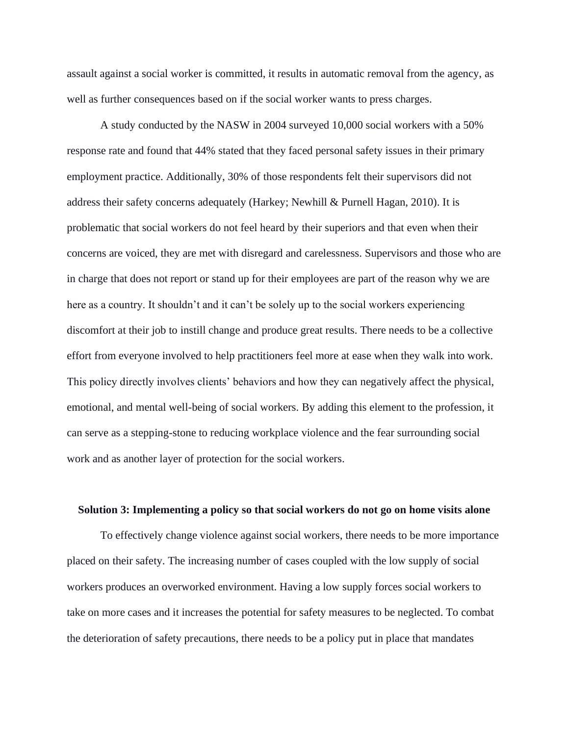assault against a social worker is committed, it results in automatic removal from the agency, as well as further consequences based on if the social worker wants to press charges.

A study conducted by the NASW in 2004 surveyed 10,000 social workers with a 50% response rate and found that 44% stated that they faced personal safety issues in their primary employment practice. Additionally, 30% of those respondents felt their supervisors did not address their safety concerns adequately (Harkey; Newhill & Purnell Hagan, 2010). It is problematic that social workers do not feel heard by their superiors and that even when their concerns are voiced, they are met with disregard and carelessness. Supervisors and those who are in charge that does not report or stand up for their employees are part of the reason why we are here as a country. It shouldn't and it can't be solely up to the social workers experiencing discomfort at their job to instill change and produce great results. There needs to be a collective effort from everyone involved to help practitioners feel more at ease when they walk into work. This policy directly involves clients' behaviors and how they can negatively affect the physical, emotional, and mental well-being of social workers. By adding this element to the profession, it can serve as a stepping-stone to reducing workplace violence and the fear surrounding social work and as another layer of protection for the social workers.

**Solution 3: Implementing a policy so that social workers do not go on home visits alone**

To effectively change violence against social workers, there needs to be more importance placed on their safety. The increasing number of cases coupled with the low supply of social workers produces an overworked environment. Having a low supply forces social workers to take on more cases and it increases the potential for safety measures to be neglected. To combat the deterioration of safety precautions, there needs to be a policy put in place that mandates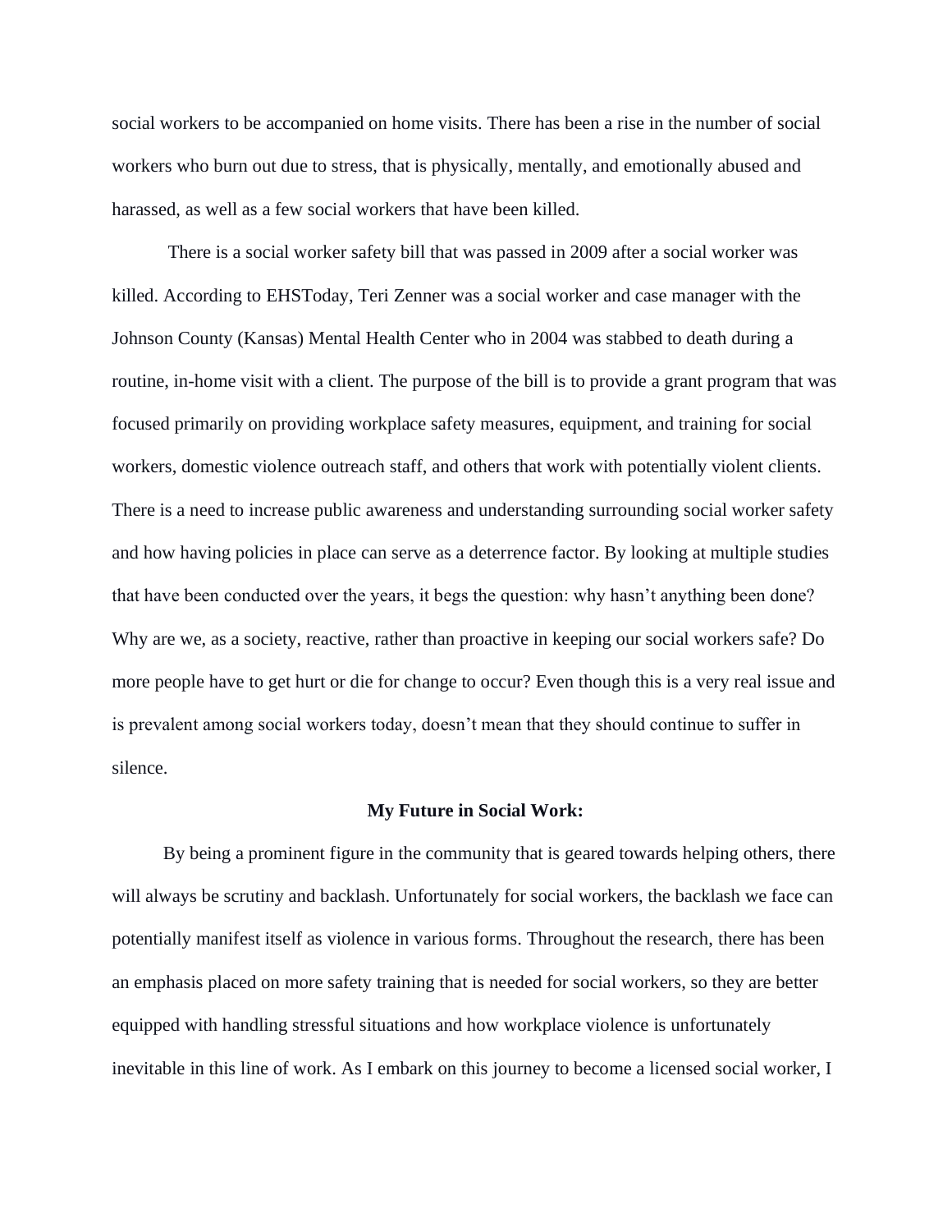social workers to be accompanied on home visits. There has been a rise in the number of social workers who burn out due to stress, that is physically, mentally, and emotionally abused and harassed, as well as a few social workers that have been killed.

There is a social worker safety bill that was passed in 2009 after a social worker was killed. According to EHSToday, Teri Zenner was a social worker and case manager with the Johnson County (Kansas) Mental Health Center who in 2004 was stabbed to death during a routine, in-home visit with a client. The purpose of the bill is to provide a grant program that was focused primarily on providing workplace safety measures, equipment, and training for social workers, domestic violence outreach staff, and others that work with potentially violent clients. There is a need to increase public awareness and understanding surrounding social worker safety and how having policies in place can serve as a deterrence factor. By looking at multiple studies that have been conducted over the years, it begs the question: why hasn't anything been done? Why are we, as a society, reactive, rather than proactive in keeping our social workers safe? Do more people have to get hurt or die for change to occur? Even though this is a very real issue and is prevalent among social workers today, doesn't mean that they should continue to suffer in silence.

**My Future in Social Work:**

By being a prominent figure in the community that is geared towards helping others, there will always be scrutiny and backlash. Unfortunately for social workers, the backlash we face can potentially manifest itself as violence in various forms. Throughout the research, there has been an emphasis placed on more safety training that is needed for social workers, so they are better equipped with handling stressful situations and how workplace violence is unfortunately inevitable in this line of work. As I embark on this journey to become a licensed social worker, I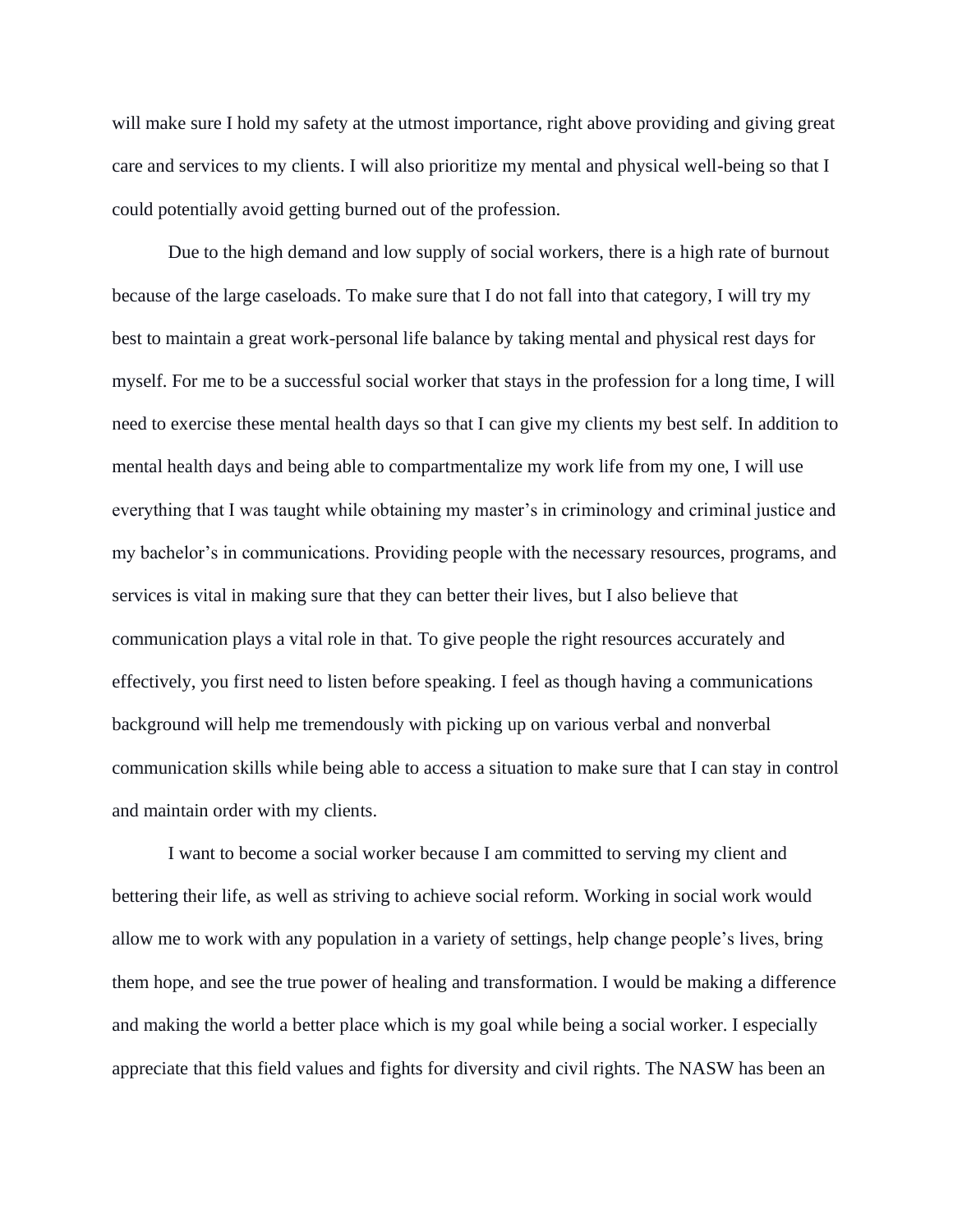will make sure I hold my safety at the utmost importance, right above providing and giving great care and services to my clients. I will also prioritize my mental and physical well-being so that I could potentially avoid getting burned out of the profession.

Due to the high demand and low supply of social workers, there is a high rate of burnout because of the large caseloads. To make sure that I do not fall into that category, I will try my best to maintain a great work-personal life balance by taking mental and physical rest days for myself. For me to be a successful social worker that stays in the profession for a long time, I will need to exercise these mental health days so that I can give my clients my best self. In addition to mental health days and being able to compartmentalize my work life from my one, I will use everything that I was taught while obtaining my master's in criminology and criminal justice and my bachelor's in communications. Providing people with the necessary resources, programs, and services is vital in making sure that they can better their lives, but I also believe that communication plays a vital role in that. To give people the right resources accurately and effectively, you first need to listen before speaking. I feel as though having a communications background will help me tremendously with picking up on various verbal and nonverbal communication skills while being able to access a situation to make sure that I can stay in control and maintain order with my clients.

I want to become a social worker because I am committed to serving my client and bettering their life, as well as striving to achieve social reform. Working in social work would allow me to work with any population in a variety of settings, help change people's lives, bring them hope, and see the true power of healing and transformation. I would be making a difference and making the world a better place which is my goal while being a social worker. I especially appreciate that this field values and fights for diversity and civil rights. The NASW has been an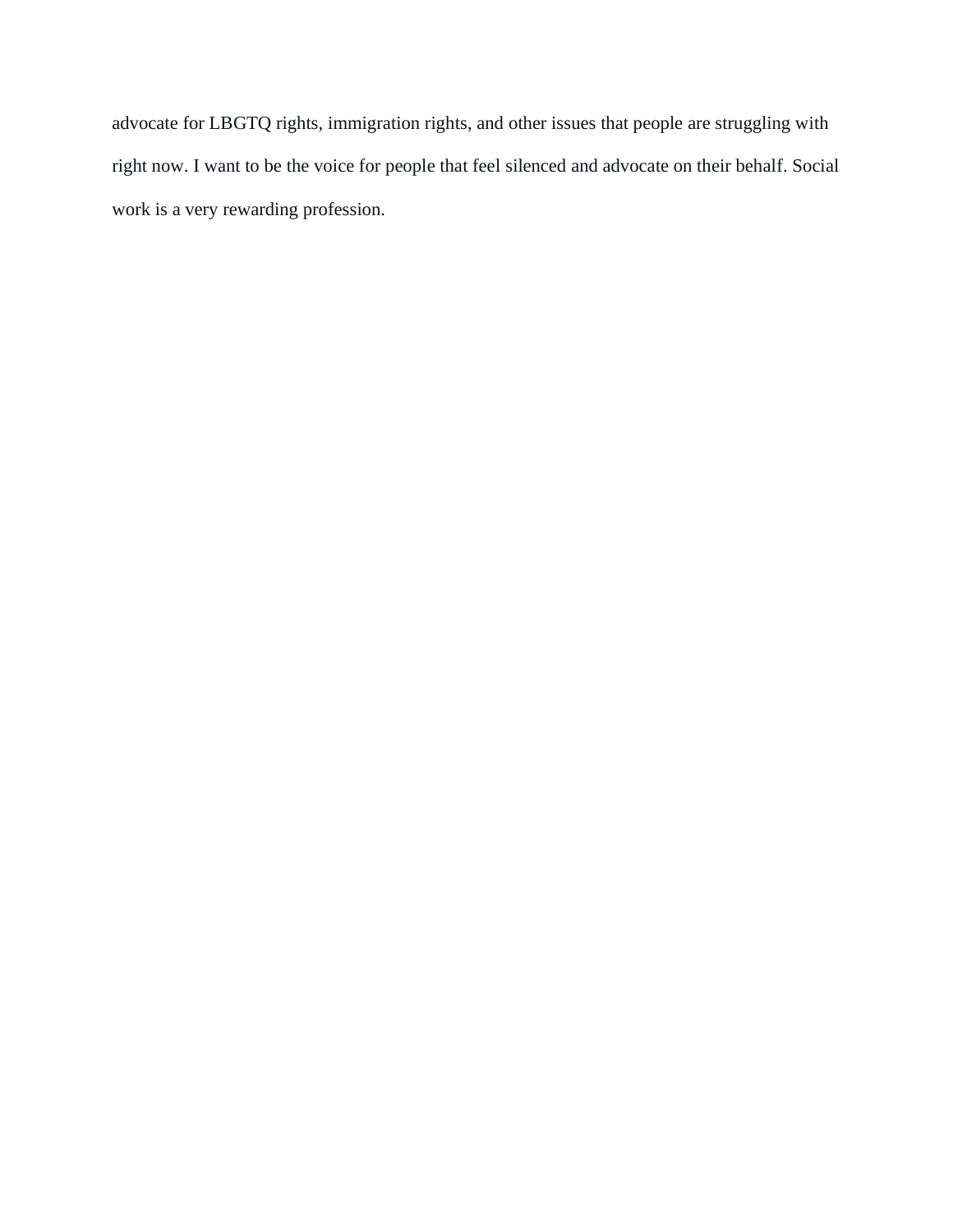advocate for LBGTQ rights, immigration rights, and other issues that people are struggling with right now. I want to be the voice for people that feel silenced and advocate on their behalf. Social work is a very rewarding profession.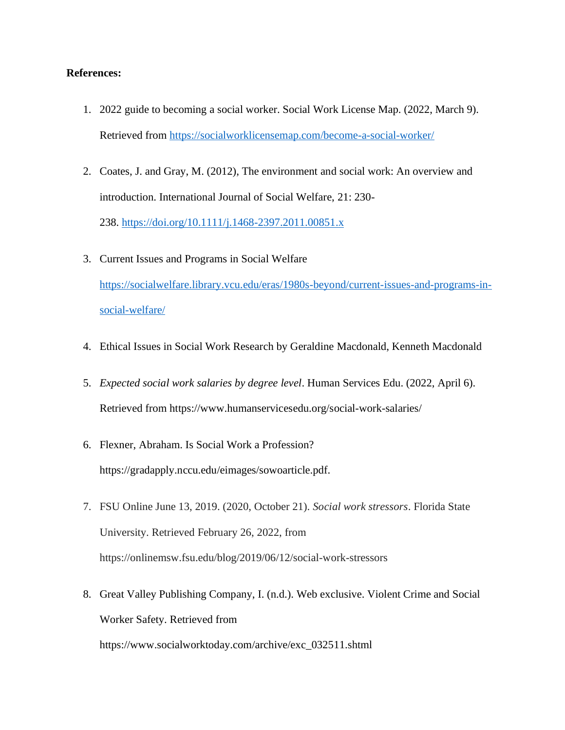**References:**

1. 2022 guide to becoming a social worker. Social Work License Map. (2022, March 9). Retrieved from https://socialworklicensemap.com/become-a-social-worker/

2. Coates, J. and Gray, M. (2012), The environment and social work: An overview and introduction. International Journal of Social Welfare, 21: 230-238. https://doi.org/10.1111/j.1468-2397.2011.00851.x

3. Current Issues and Programs in Social Welfare https://socialwelfare.library.vcu.edu/eras/1980s-beyond/current-issues-and-programs-in-social-welfare/

4. Ethical Issues in Social Work Research by Geraldine Macdonald, Kenneth Macdonald

5. *Expected social work salaries by degree level*. Human Services Edu. (2022, April 6). Retrieved from https://www.humanservicesedu.org/social-work-salaries/

6. Flexner, Abraham. Is Social Work a Profession? https://gradapply.nccu.edu/eimages/sowoarticle.pdf.

7. FSU Online June 13, 2019. (2020, October 21). *Social work stressors*. Florida State University. Retrieved February 26, 2022, from https://onlinemsw.fsu.edu/blog/2019/06/12/social-work-stressors

8. Great Valley Publishing Company, I. (n.d.). Web exclusive. Violent Crime and Social Worker Safety. Retrieved from https://www.socialworktoday.com/archive/exc_032511.shtml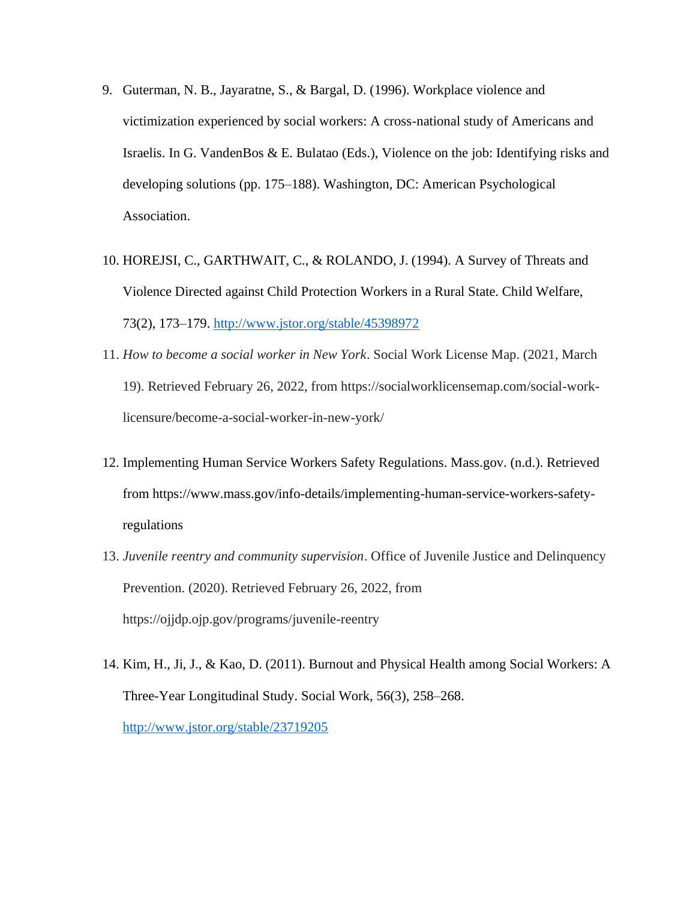9. Guterman, N. B., Jayaratne, S., & Bargal, D. (1996). Workplace violence and victimization experienced by social workers: A cross-national study of Americans and Israelis. In G. VandenBos & E. Bulatao (Eds.), Violence on the job: Identifying risks and developing solutions (pp. 175–188). Washington, DC: American Psychological Association.

10. HOREJSI, C., GARTHWAIT, C., & ROLANDO, J. (1994). A Survey of Threats and Violence Directed against Child Protection Workers in a Rural State. Child Welfare, 73(2), 173–179. http://www.jstor.org/stable/45398972

11. *How to become a social worker in New York*. Social Work License Map. (2021, March 19). Retrieved February 26, 2022, from https://socialworklicensemap.com/social-work-licensure/become-a-social-worker-in-new-york/

12. Implementing Human Service Workers Safety Regulations. Mass.gov. (n.d.). Retrieved from https://www.mass.gov/info-details/implementing-human-service-workers-safety-regulations

13. *Juvenile reentry and community supervision*. Office of Juvenile Justice and Delinquency Prevention. (2020). Retrieved February 26, 2022, from https://ojjdp.ojp.gov/programs/juvenile-reentry

14. Kim, H., Ji, J., & Kao, D. (2011). Burnout and Physical Health among Social Workers: A Three-Year Longitudinal Study. Social Work, 56(3), 258–268. http://www.jstor.org/stable/23719205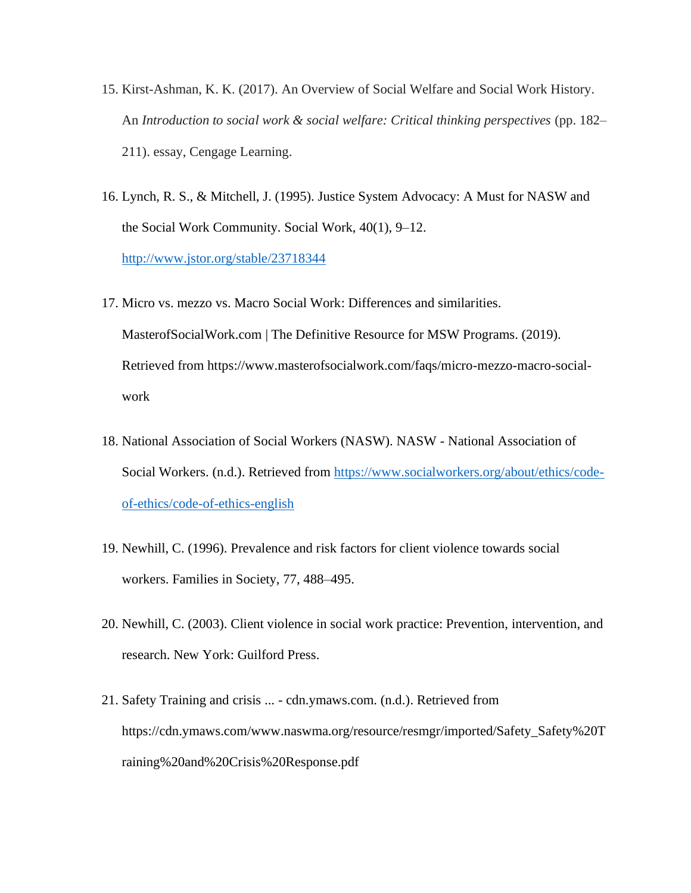15. Kirst-Ashman, K. K. (2017). An Overview of Social Welfare and Social Work History. An *Introduction to social work & social welfare: Critical thinking perspectives* (pp. 182–211). essay, Cengage Learning.

16. Lynch, R. S., & Mitchell, J. (1995). Justice System Advocacy: A Must for NASW and the Social Work Community. Social Work, 40(1), 9–12. [http://www.jstor.org/stable/23718344](http://www.jstor.org/stable/23718344)

17. Micro vs. mezzo vs. Macro Social Work: Differences and similarities. MasterofSocialWork.com | The Definitive Resource for MSW Programs. (2019). Retrieved from https://www.masterofsocialwork.com/faqs/micro-mezzo-macro-social-work

18. National Association of Social Workers (NASW). NASW - National Association of Social Workers. (n.d.). Retrieved from [https://www.socialworkers.org/about/ethics/code-of-ethics/code-of-ethics-english](https://www.socialworkers.org/about/ethics/code-of-ethics/code-of-ethics-english)

19. Newhill, C. (1996). Prevalence and risk factors for client violence towards social workers. Families in Society, 77, 488–495.

20. Newhill, C. (2003). Client violence in social work practice: Prevention, intervention, and research. New York: Guilford Press.

21. Safety Training and crisis ... - cdn.ymaws.com. (n.d.). Retrieved from https://cdn.ymaws.com/www.naswma.org/resource/resmgr/imported/Safety_Safety%20Training%20and%20Crisis%20Response.pdf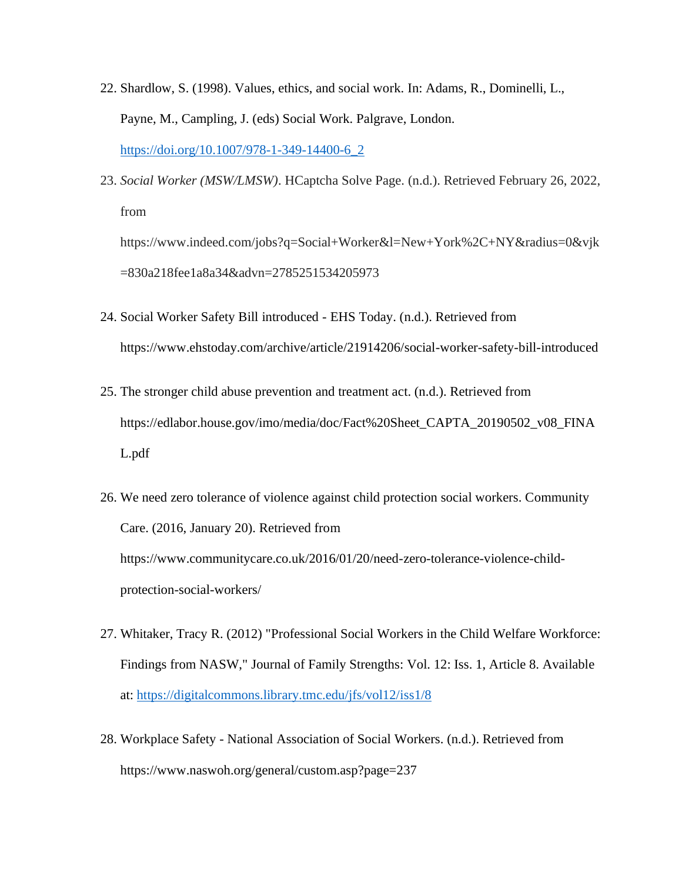22. Shardlow, S. (1998). Values, ethics, and social work. In: Adams, R., Dominelli, L., Payne, M., Campling, J. (eds) Social Work. Palgrave, London. https://doi.org/10.1007/978-1-349-14400-6_2

23. *Social Worker (MSW/LMSW)*. HCaptcha Solve Page. (n.d.). Retrieved February 26, 2022, from https://www.indeed.com/jobs?q=Social+Worker&l=New+York%2C+NY&radius=0&vjk=830a218fee1a8a34&advn=2785251534205973

24. Social Worker Safety Bill introduced - EHS Today. (n.d.). Retrieved from https://www.ehstoday.com/archive/article/21914206/social-worker-safety-bill-introduced

25. The stronger child abuse prevention and treatment act. (n.d.). Retrieved from https://edlabor.house.gov/imo/media/doc/Fact%20Sheet_CAPTA_20190502_v08_FINAL.pdf

26. We need zero tolerance of violence against child protection social workers. Community Care. (2016, January 20). Retrieved from https://www.communitycare.co.uk/2016/01/20/need-zero-tolerance-violence-child-protection-social-workers/

27. Whitaker, Tracy R. (2012) "Professional Social Workers in the Child Welfare Workforce: Findings from NASW," Journal of Family Strengths: Vol. 12: Iss. 1, Article 8. Available at: https://digitalcommons.library.tmc.edu/jfs/vol12/iss1/8

28. Workplace Safety - National Association of Social Workers. (n.d.). Retrieved from https://www.naswoh.org/general/custom.asp?page=237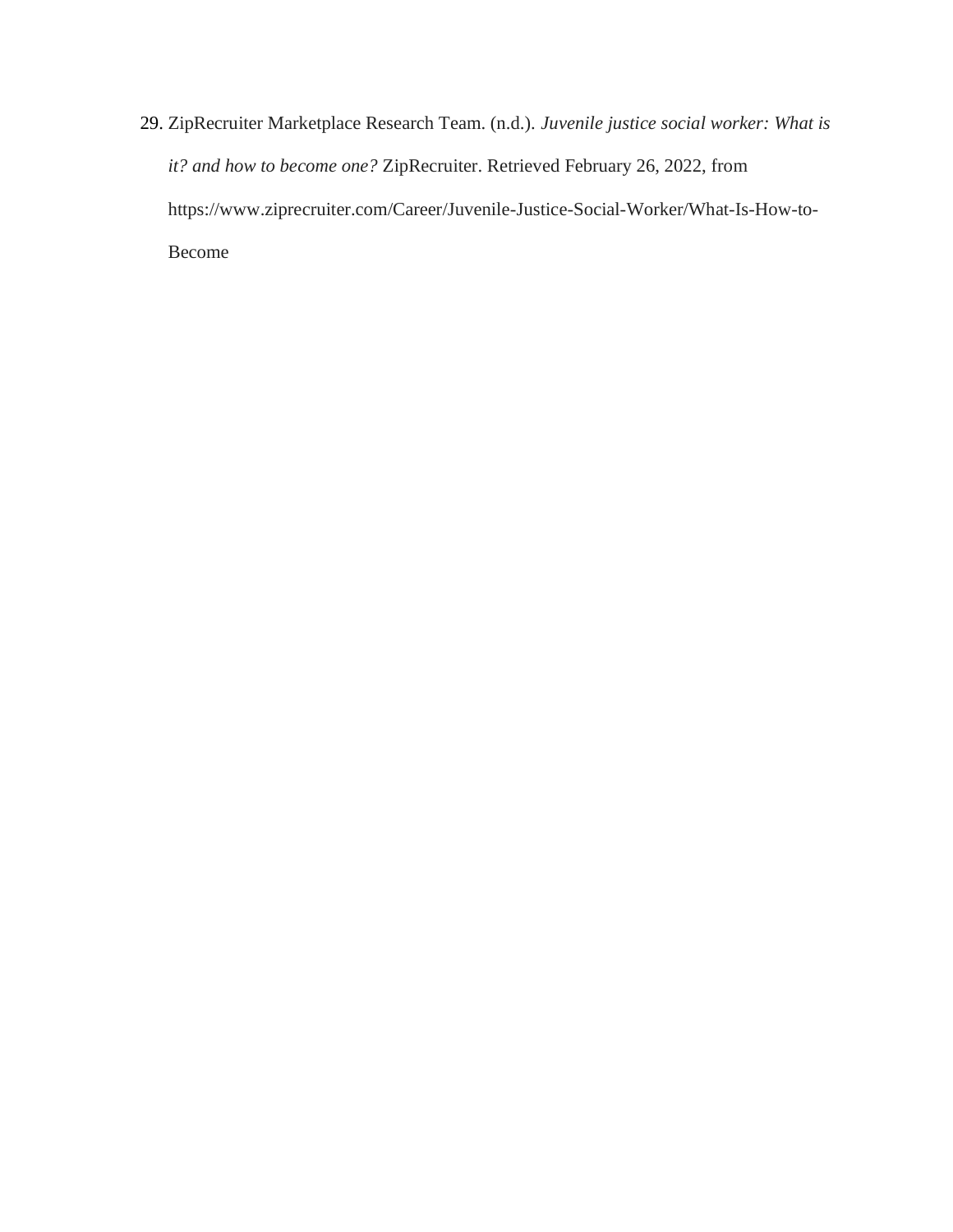29. ZipRecruiter Marketplace Research Team. (n.d.). *Juvenile justice social worker: What is it? and how to become one?* ZipRecruiter. Retrieved February 26, 2022, from https://www.ziprecruiter.com/Career/Juvenile-Justice-Social-Worker/What-Is-How-to-Become